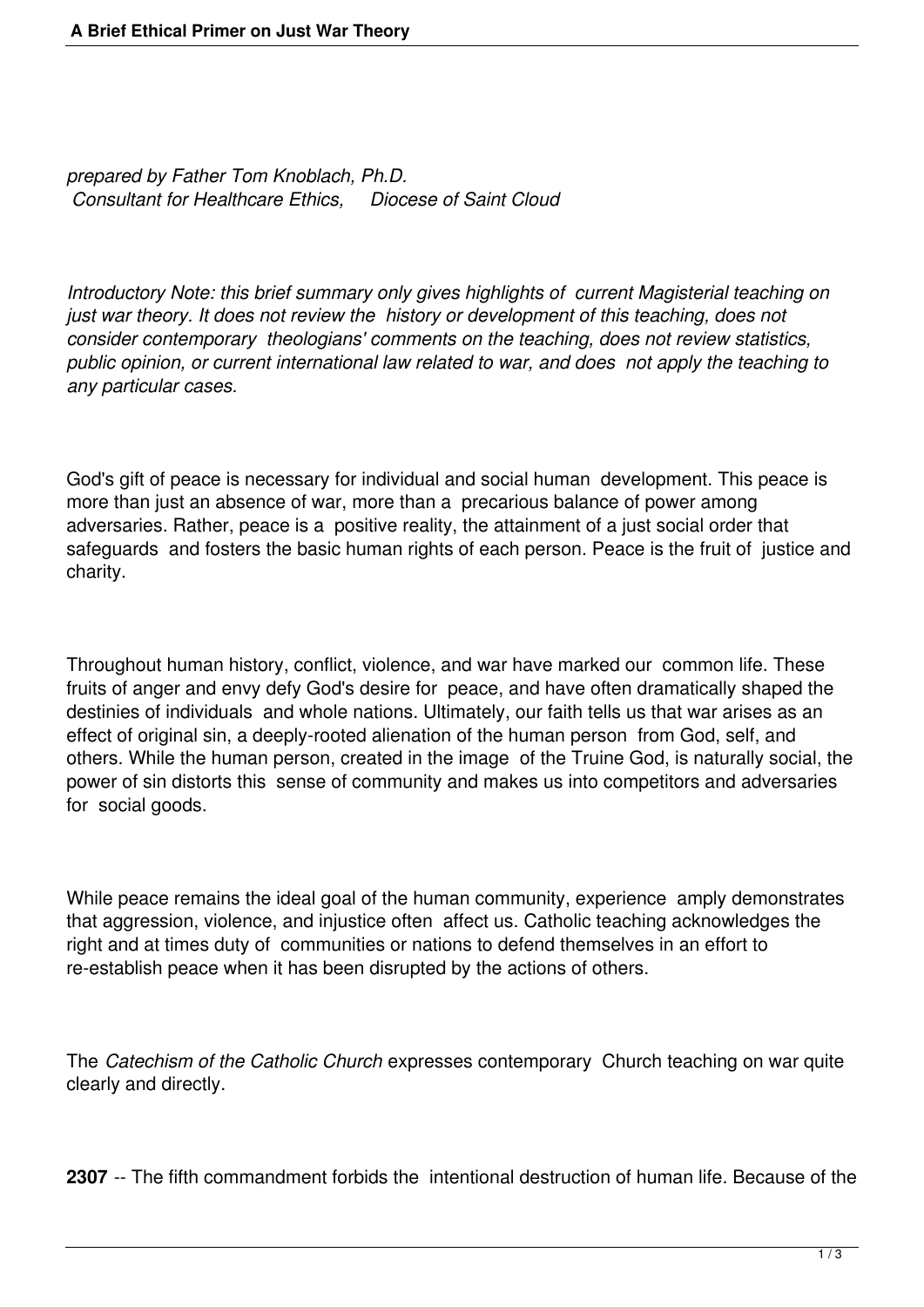# A Brief Ethical Primer on Just War Theory

*prepared by Father Tom Knoblach, Ph.D.*
*Consultant for Healthcare Ethics, Diocese of Saint Cloud*

*Introductory Note: this brief summary only gives highlights of current Magisterial teaching on just war theory. It does not review the history or development of this teaching, does not consider contemporary theologians' comments on the teaching, does not review statistics, public opinion, or current international law related to war, and does not apply the teaching to any particular cases.*

God's gift of peace is necessary for individual and social human development. This peace is more than just an absence of war, more than a precarious balance of power among adversaries. Rather, peace is a positive reality, the attainment of a just social order that safeguards and fosters the basic human rights of each person. Peace is the fruit of justice and charity.

Throughout human history, conflict, violence, and war have marked our common life. These fruits of anger and envy defy God's desire for peace, and have often dramatically shaped the destinies of individuals and whole nations. Ultimately, our faith tells us that war arises as an effect of original sin, a deeply-rooted alienation of the human person from God, self, and others. While the human person, created in the image of the Truine God, is naturally social, the power of sin distorts this sense of community and makes us into competitors and adversaries for social goods.

While peace remains the ideal goal of the human community, experience amply demonstrates that aggression, violence, and injustice often affect us. Catholic teaching acknowledges the right and at times duty of communities or nations to defend themselves in an effort to re-establish peace when it has been disrupted by the actions of others.

The *Catechism of the Catholic Church* expresses contemporary Church teaching on war quite clearly and directly.

**2307** -- The fifth commandment forbids the intentional destruction of human life. Because of the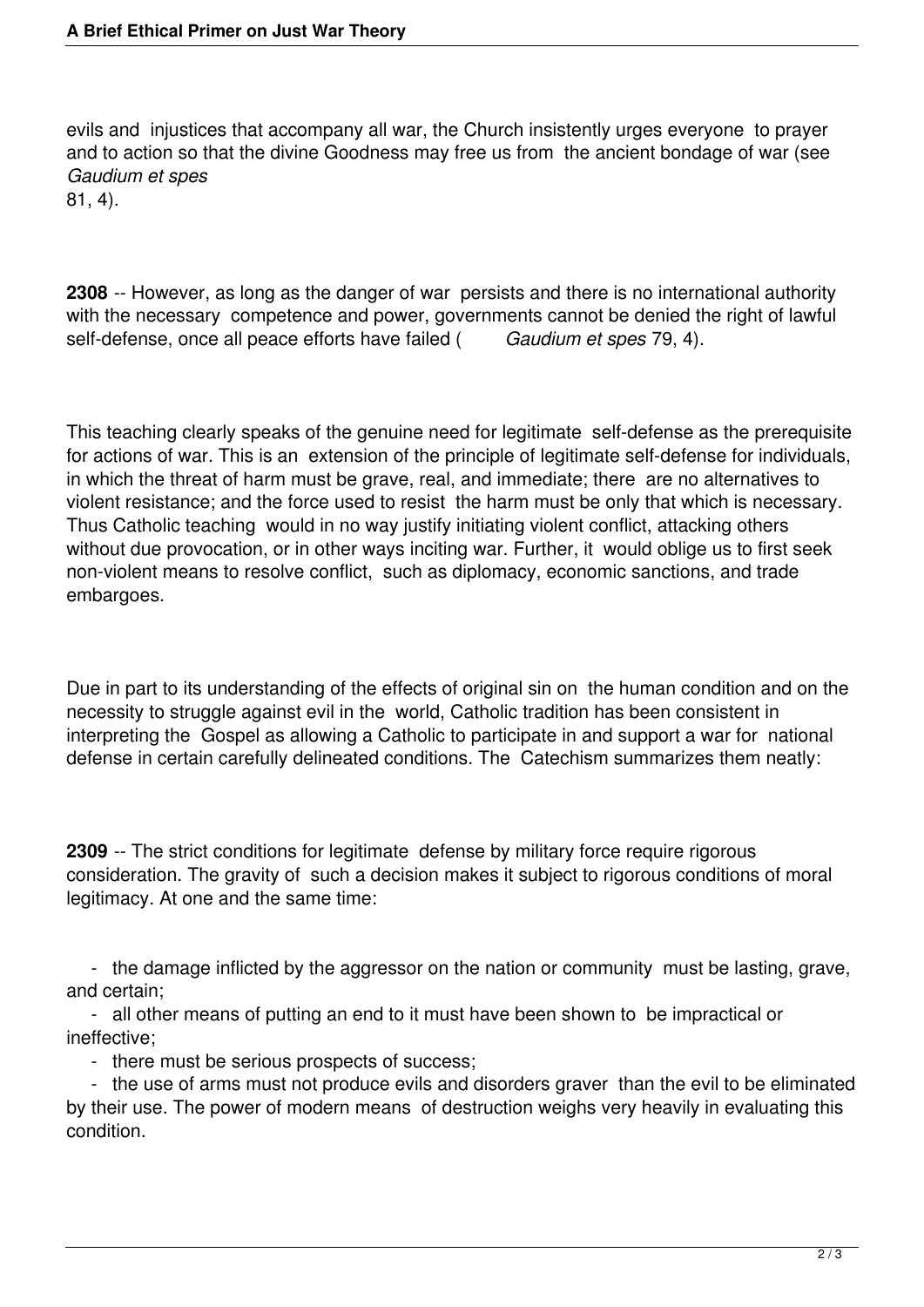evils and injustices that accompany all war, the Church insistently urges everyone to prayer and to action so that the divine Goodness may free us from the ancient bondage of war (see *Gaudium et spes* 81, 4).

**2308** -- However, as long as the danger of war persists and there is no international authority with the necessary competence and power, governments cannot be denied the right of lawful self-defense, once all peace efforts have failed ( *Gaudium et spes* 79, 4).

This teaching clearly speaks of the genuine need for legitimate self-defense as the prerequisite for actions of war. This is an extension of the principle of legitimate self-defense for individuals, in which the threat of harm must be grave, real, and immediate; there are no alternatives to violent resistance; and the force used to resist the harm must be only that which is necessary. Thus Catholic teaching would in no way justify initiating violent conflict, attacking others without due provocation, or in other ways inciting war. Further, it would oblige us to first seek non-violent means to resolve conflict, such as diplomacy, economic sanctions, and trade embargoes.

Due in part to its understanding of the effects of original sin on the human condition and on the necessity to struggle against evil in the world, Catholic tradition has been consistent in interpreting the Gospel as allowing a Catholic to participate in and support a war for national defense in certain carefully delineated conditions. The Catechism summarizes them neatly:

**2309** -- The strict conditions for legitimate defense by military force require rigorous consideration. The gravity of such a decision makes it subject to rigorous conditions of moral legitimacy. At one and the same time:

- the damage inflicted by the aggressor on the nation or community must be lasting, grave, and certain;
- all other means of putting an end to it must have been shown to be impractical or ineffective;
- there must be serious prospects of success;
- the use of arms must not produce evils and disorders graver than the evil to be eliminated by their use. The power of modern means of destruction weighs very heavily in evaluating this condition.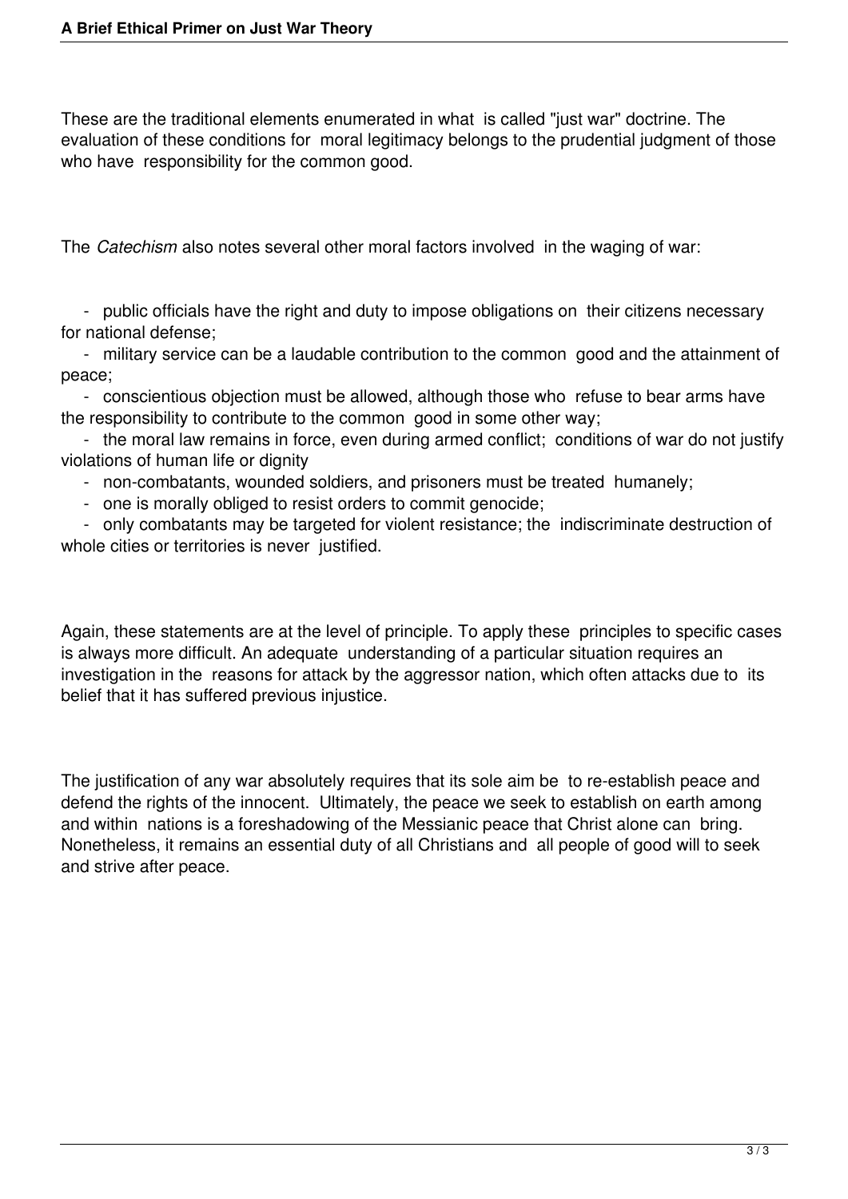These are the traditional elements enumerated in what is called "just war" doctrine. The evaluation of these conditions for moral legitimacy belongs to the prudential judgment of those who have responsibility for the common good.

The *Catechism* also notes several other moral factors involved in the waging of war:

- public officials have the right and duty to impose obligations on their citizens necessary for national defense;
- military service can be a laudable contribution to the common good and the attainment of peace;
- conscientious objection must be allowed, although those who refuse to bear arms have the responsibility to contribute to the common good in some other way;
- the moral law remains in force, even during armed conflict; conditions of war do not justify violations of human life or dignity
- non-combatants, wounded soldiers, and prisoners must be treated humanely;
- one is morally obliged to resist orders to commit genocide;
- only combatants may be targeted for violent resistance; the indiscriminate destruction of whole cities or territories is never justified.

Again, these statements are at the level of principle. To apply these principles to specific cases is always more difficult. An adequate understanding of a particular situation requires an investigation in the reasons for attack by the aggressor nation, which often attacks due to its belief that it has suffered previous injustice.

The justification of any war absolutely requires that its sole aim be to re-establish peace and defend the rights of the innocent. Ultimately, the peace we seek to establish on earth among and within nations is a foreshadowing of the Messianic peace that Christ alone can bring. Nonetheless, it remains an essential duty of all Christians and all people of good will to seek and strive after peace.